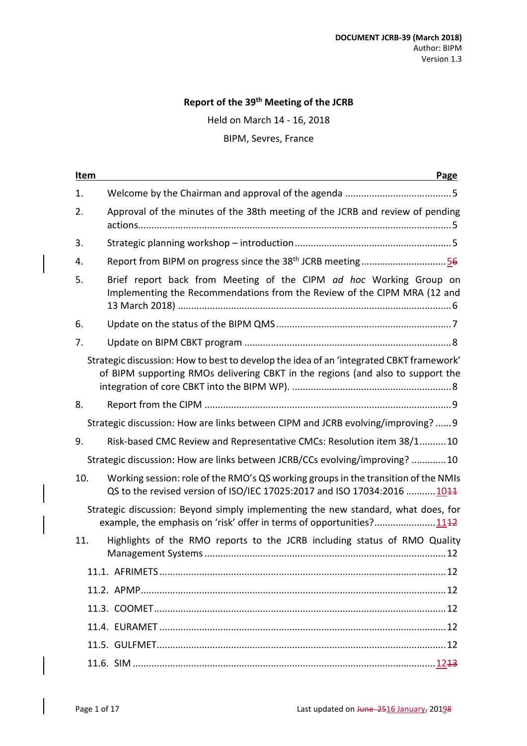**DOCUMENT JCRB-39 (March 2018)**
Author: BIPM
Version 1.3

# Report of the 39th Meeting of the JCRB

Held on March 14 - 16, 2018

BIPM, Sevres, France

| Item | | Page |
|---|---|---|
| 1. | Welcome by the Chairman and approval of the agenda | 5 |
| 2. | Approval of the minutes of the 38th meeting of the JCRB and review of pending actions | 5 |
| 3. | Strategic planning workshop – introduction | 5 |
| 4. | Report from BIPM on progress since the 38th JCRB meeting | 56 |
| 5. | Brief report back from Meeting of the CIPM *ad hoc* Working Group on Implementing the Recommendations from the Review of the CIPM MRA (12 and 13 March 2018) | 6 |
| 6. | Update on the status of the BIPM QMS | 7 |
| 7. | Update on BIPM CBKT program | 8 |
| | Strategic discussion: How to best to develop the idea of an 'integrated CBKT framework' of BIPM supporting RMOs delivering CBKT in the regions (and also to support the integration of core CBKT into the BIPM WP). | 8 |
| 8. | Report from the CIPM | 9 |
| | Strategic discussion: How are links between CIPM and JCRB evolving/improving? | 9 |
| 9. | Risk-based CMC Review and Representative CMCs: Resolution item 38/1 | 10 |
| | Strategic discussion: How are links between JCRB/CCs evolving/improving? | 10 |
| 10. | Working session: role of the RMO's QS working groups in the transition of the NMIs QS to the revised version of ISO/IEC 17025:2017 and ISO 17034:2016 | 1011 |
| | Strategic discussion: Beyond simply implementing the new standard, what does, for example, the emphasis on 'risk' offer in terms of opportunities? | 1112 |
| 11. | Highlights of the RMO reports to the JCRB including status of RMO Quality Management Systems | 12 |
| | 11.1. AFRIMETS | 12 |
| | 11.2. APMP | 12 |
| | 11.3. COOMET | 12 |
| | 11.4. EURAMET | 12 |
| | 11.5. GULFMET | 12 |
| | 11.6. SIM | 1213 |

Last updated on June 2516 January, 20198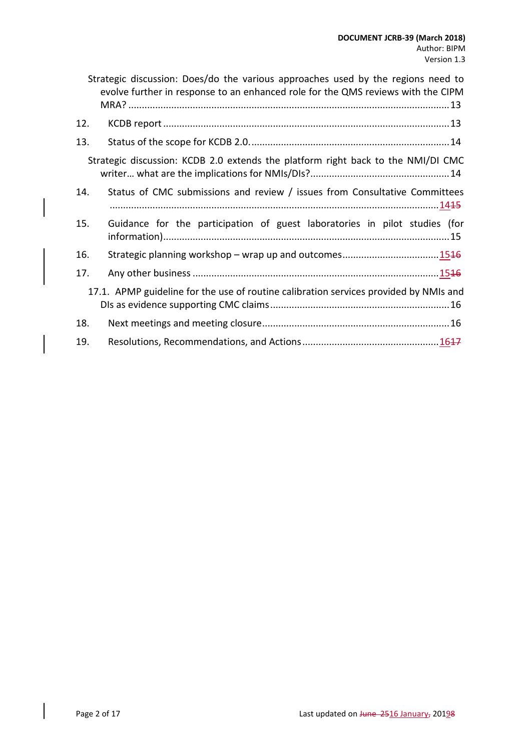Strategic discussion: Does/do the various approaches used by the regions need to evolve further in response to an enhanced role for the QMS reviews with the CIPM MRA? ....... 13

12. KCDB report ....... 13

13. Status of the scope for KCDB 2.0. ....... 14

Strategic discussion: KCDB 2.0 extends the platform right back to the NMI/DI CMC writer… what are the implications for NMIs/DIs? ....... 14

14. Status of CMC submissions and review / issues from Consultative Committees ....... 1415

15. Guidance for the participation of guest laboratories in pilot studies (for information) ....... 15

16. Strategic planning workshop – wrap up and outcomes ....... 1516

17. Any other business ....... 1516

17.1. APMP guideline for the use of routine calibration services provided by NMIs and DIs as evidence supporting CMC claims ....... 16

18. Next meetings and meeting closure ....... 16

19. Resolutions, Recommendations, and Actions ....... 1617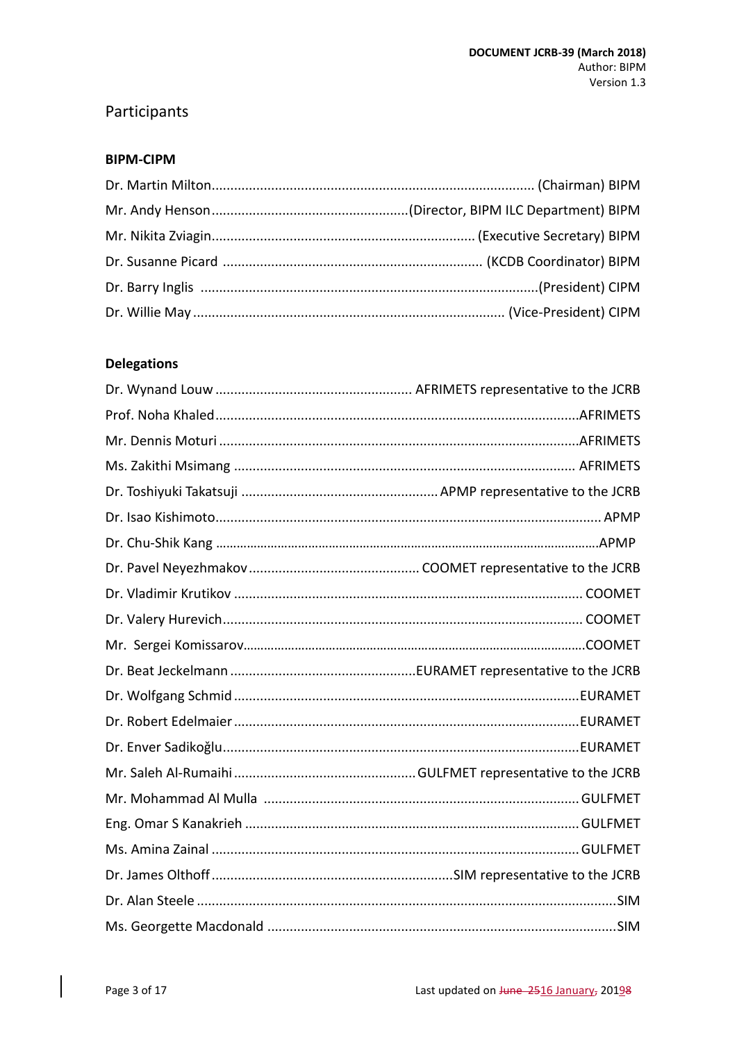# Participants

### BIPM-CIPM

Dr. Martin Milton....................................................................................... (Chairman) BIPM

Mr. Andy Henson.....................................................(Director, BIPM ILC Department) BIPM

Mr. Nikita Zviagin...................................................................... (Executive Secretary) BIPM

Dr. Susanne Picard ..................................................................... (KCDB Coordinator) BIPM

Dr. Barry Inglis ..........................................................................................(President) CIPM

Dr. Willie May .................................................................................... (Vice-President) CIPM

### Delegations

Dr. Wynand Louw .................................................... AFRIMETS representative to the JCRB

Prof. Noha Khaled.................................................................................................AFRIMETS

Mr. Dennis Moturi ................................................................................................AFRIMETS

Ms. Zakithi Msimang ........................................................................................... AFRIMETS

Dr. Toshiyuki Takatsuji .................................................... APMP representative to the JCRB

Dr. Isao Kishimoto....................................................................................................... APMP

Dr. Chu-Shik Kang .............................................................................................................APMP

Dr. Pavel Neyezhmakov ............................................. COOMET representative to the JCRB

Dr. Vladimir Krutikov ............................................................................................. COOMET

Dr. Valery Hurevich................................................................................................ COOMET

Mr. Sergei Komissarov.....................................................................................................COOMET

Dr. Beat Jeckelmann .................................................EURAMET representative to the JCRB

Dr. Wolfgang Schmid ............................................................................................EURAMET

Dr. Robert Edelmaier ............................................................................................EURAMET

Dr. Enver Sadikoğlu...............................................................................................EURAMET

Mr. Saleh Al-Rumaihi ................................................GULFMET representative to the JCRB

Mr. Mohammad Al Mulla .................................................................................... GULFMET

Eng. Omar S Kanakrieh ......................................................................................... GULFMET

Ms. Amina Zainal .................................................................................................. GULFMET

Dr. James Olthoff ................................................................SIM representative to the JCRB

Dr. Alan Steele ................................................................................................................SIM

Ms. Georgette Macdonald .............................................................................................SIM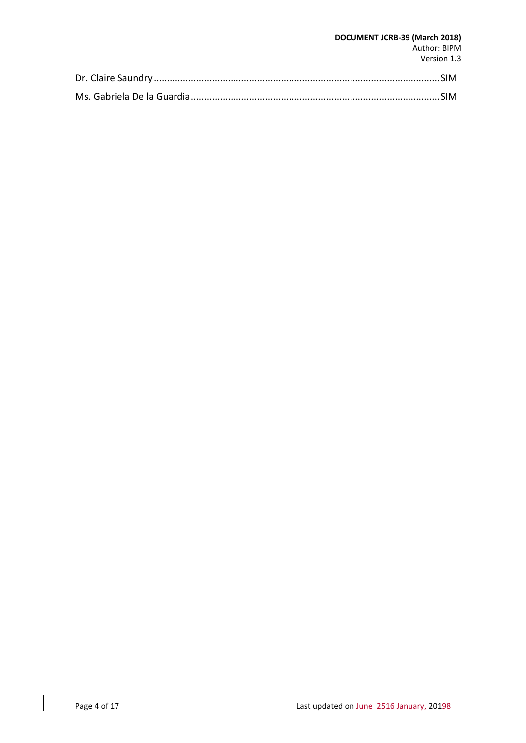Dr. Claire Saundry ............................................................................................................SIM

Ms. Gabriela De la Guardia ...............................................................................................SIM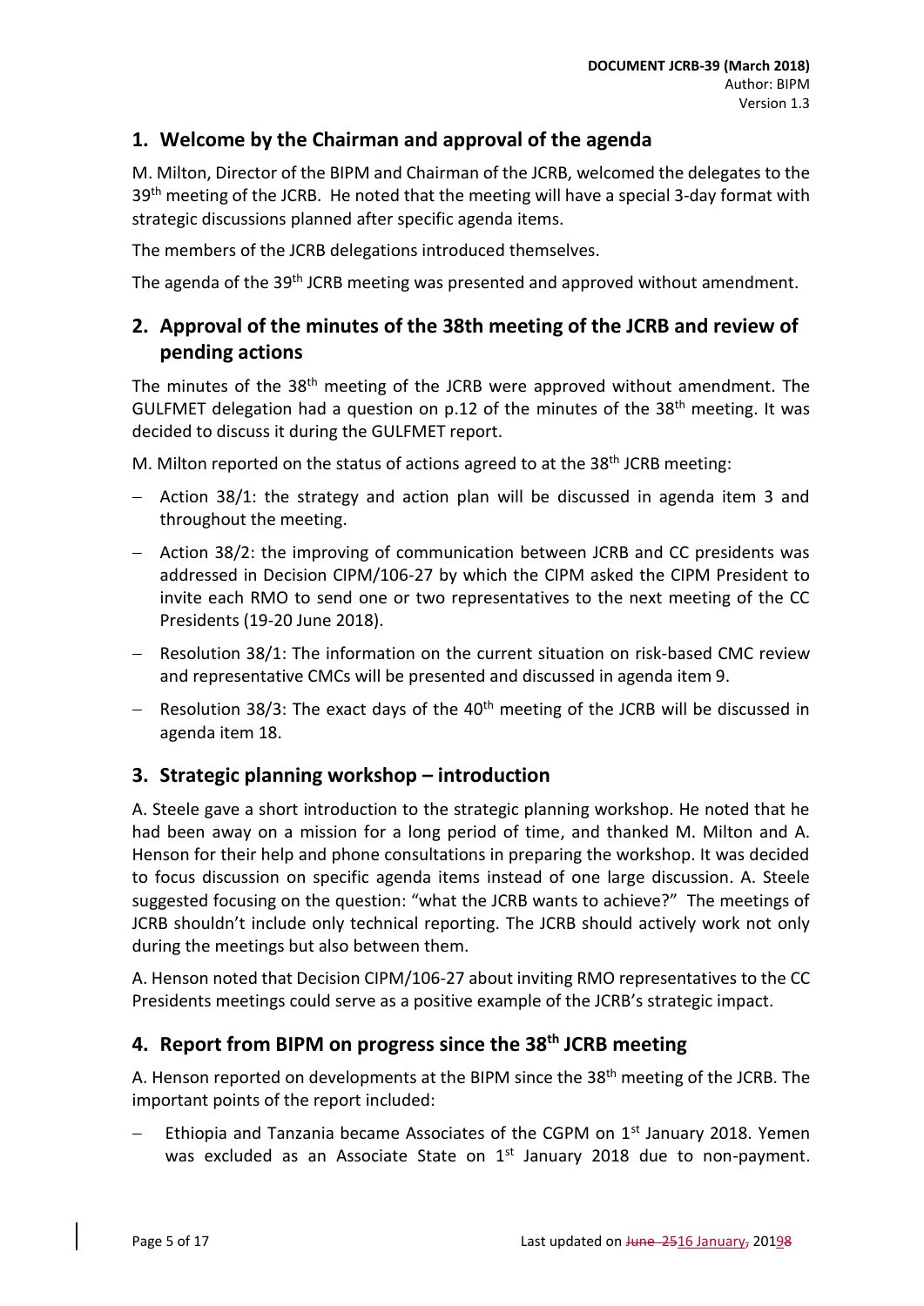## 1. Welcome by the Chairman and approval of the agenda

M. Milton, Director of the BIPM and Chairman of the JCRB, welcomed the delegates to the 39th meeting of the JCRB. He noted that the meeting will have a special 3-day format with strategic discussions planned after specific agenda items.

The members of the JCRB delegations introduced themselves.

The agenda of the 39th JCRB meeting was presented and approved without amendment.

## 2. Approval of the minutes of the 38th meeting of the JCRB and review of pending actions

The minutes of the 38th meeting of the JCRB were approved without amendment. The GULFMET delegation had a question on p.12 of the minutes of the 38th meeting. It was decided to discuss it during the GULFMET report.

M. Milton reported on the status of actions agreed to at the 38th JCRB meeting:

- Action 38/1: the strategy and action plan will be discussed in agenda item 3 and throughout the meeting.
- Action 38/2: the improving of communication between JCRB and CC presidents was addressed in Decision CIPM/106-27 by which the CIPM asked the CIPM President to invite each RMO to send one or two representatives to the next meeting of the CC Presidents (19-20 June 2018).
- Resolution 38/1: The information on the current situation on risk-based CMC review and representative CMCs will be presented and discussed in agenda item 9.
- Resolution 38/3: The exact days of the 40th meeting of the JCRB will be discussed in agenda item 18.

## 3. Strategic planning workshop – introduction

A. Steele gave a short introduction to the strategic planning workshop. He noted that he had been away on a mission for a long period of time, and thanked M. Milton and A. Henson for their help and phone consultations in preparing the workshop. It was decided to focus discussion on specific agenda items instead of one large discussion. A. Steele suggested focusing on the question: "what the JCRB wants to achieve?" The meetings of JCRB shouldn't include only technical reporting. The JCRB should actively work not only during the meetings but also between them.

A. Henson noted that Decision CIPM/106-27 about inviting RMO representatives to the CC Presidents meetings could serve as a positive example of the JCRB's strategic impact.

## 4. Report from BIPM on progress since the 38th JCRB meeting

A. Henson reported on developments at the BIPM since the 38th meeting of the JCRB. The important points of the report included:

- Ethiopia and Tanzania became Associates of the CGPM on 1st January 2018. Yemen was excluded as an Associate State on 1st January 2018 due to non-payment.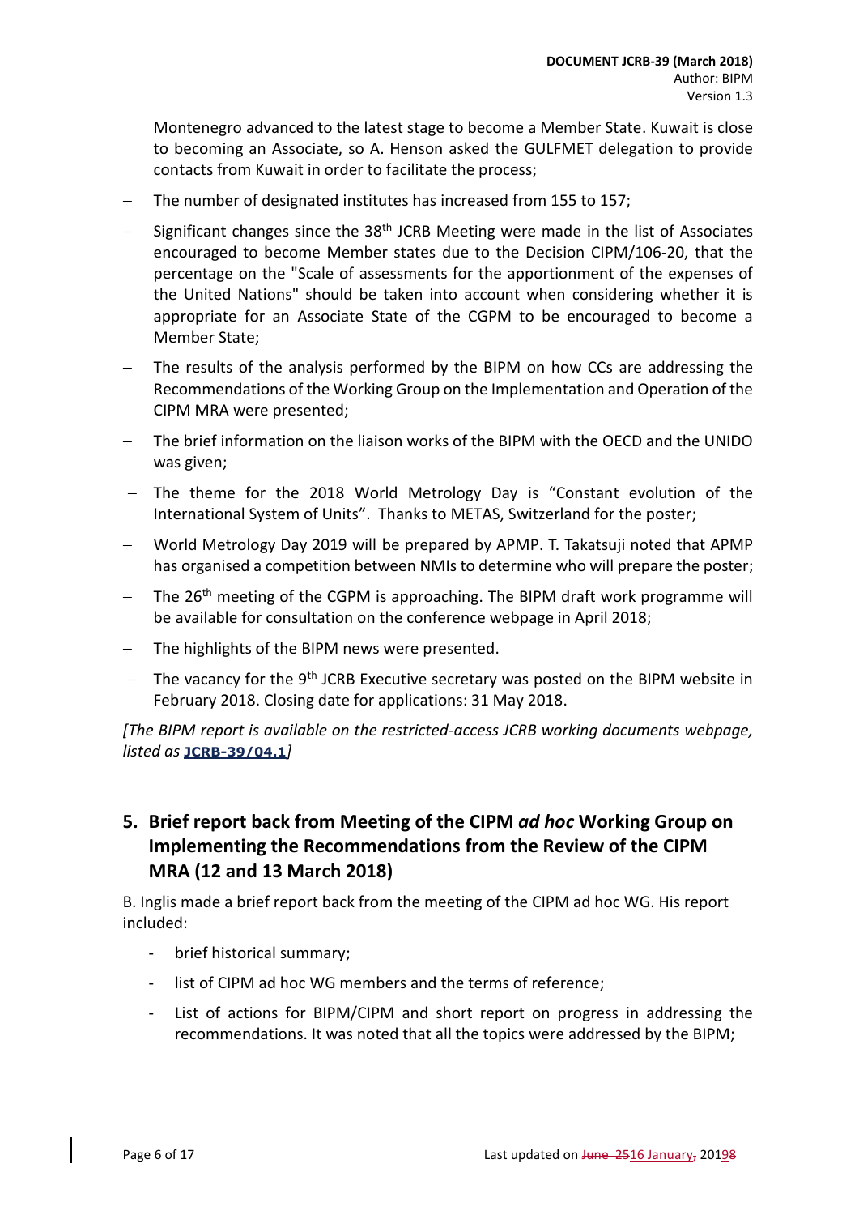Montenegro advanced to the latest stage to become a Member State. Kuwait is close to becoming an Associate, so A. Henson asked the GULFMET delegation to provide contacts from Kuwait in order to facilitate the process;

- The number of designated institutes has increased from 155 to 157;
- Significant changes since the 38th JCRB Meeting were made in the list of Associates encouraged to become Member states due to the Decision CIPM/106-20, that the percentage on the "Scale of assessments for the apportionment of the expenses of the United Nations" should be taken into account when considering whether it is appropriate for an Associate State of the CGPM to be encouraged to become a Member State;
- The results of the analysis performed by the BIPM on how CCs are addressing the Recommendations of the Working Group on the Implementation and Operation of the CIPM MRA were presented;
- The brief information on the liaison works of the BIPM with the OECD and the UNIDO was given;
- The theme for the 2018 World Metrology Day is "Constant evolution of the International System of Units". Thanks to METAS, Switzerland for the poster;
- World Metrology Day 2019 will be prepared by APMP. T. Takatsuji noted that APMP has organised a competition between NMIs to determine who will prepare the poster;
- The 26th meeting of the CGPM is approaching. The BIPM draft work programme will be available for consultation on the conference webpage in April 2018;
- The highlights of the BIPM news were presented.
- The vacancy for the 9th JCRB Executive secretary was posted on the BIPM website in February 2018. Closing date for applications: 31 May 2018.

*[The BIPM report is available on the restricted-access JCRB working documents webpage, listed as* **JCRB-39/04.1***]*

## 5. Brief report back from Meeting of the CIPM *ad hoc* Working Group on Implementing the Recommendations from the Review of the CIPM MRA (12 and 13 March 2018)

B. Inglis made a brief report back from the meeting of the CIPM ad hoc WG. His report included:

- brief historical summary;
- list of CIPM ad hoc WG members and the terms of reference;
- List of actions for BIPM/CIPM and short report on progress in addressing the recommendations. It was noted that all the topics were addressed by the BIPM;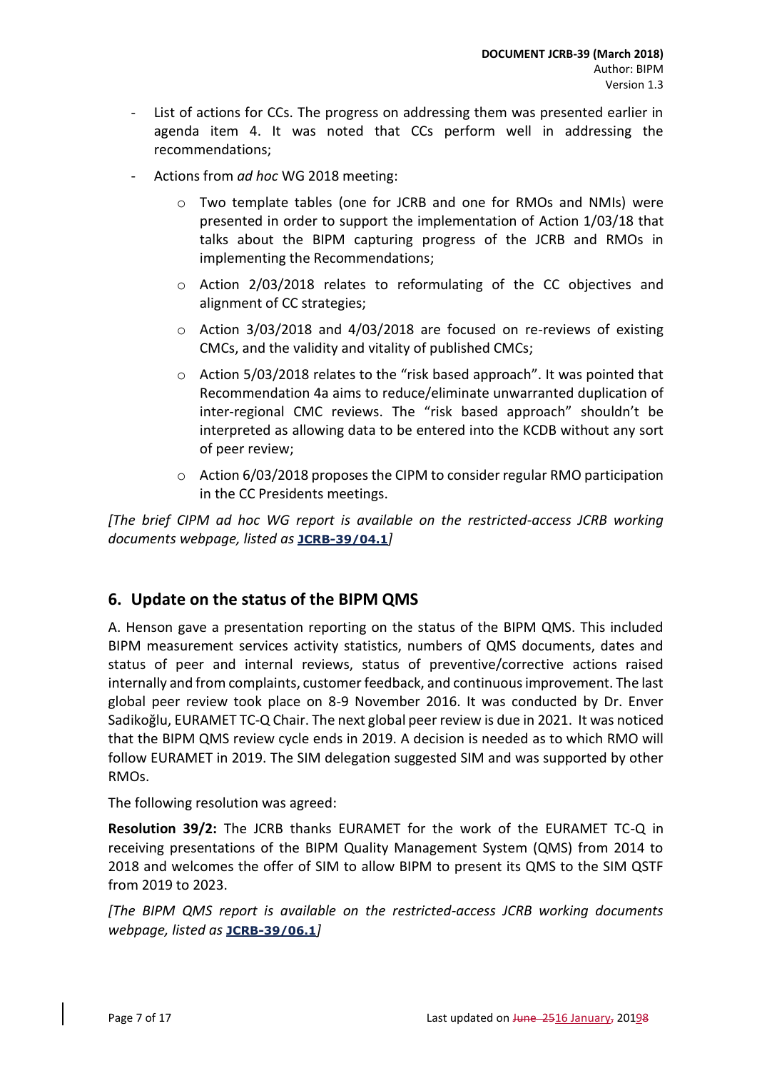- List of actions for CCs. The progress on addressing them was presented earlier in agenda item 4. It was noted that CCs perform well in addressing the recommendations;
- Actions from *ad hoc* WG 2018 meeting:
  - Two template tables (one for JCRB and one for RMOs and NMIs) were presented in order to support the implementation of Action 1/03/18 that talks about the BIPM capturing progress of the JCRB and RMOs in implementing the Recommendations;
  - Action 2/03/2018 relates to reformulating of the CC objectives and alignment of CC strategies;
  - Action 3/03/2018 and 4/03/2018 are focused on re-reviews of existing CMCs, and the validity and vitality of published CMCs;
  - Action 5/03/2018 relates to the "risk based approach". It was pointed that Recommendation 4a aims to reduce/eliminate unwarranted duplication of inter-regional CMC reviews. The "risk based approach" shouldn't be interpreted as allowing data to be entered into the KCDB without any sort of peer review;
  - Action 6/03/2018 proposes the CIPM to consider regular RMO participation in the CC Presidents meetings.

*[The brief CIPM ad hoc WG report is available on the restricted-access JCRB working documents webpage, listed as* **JCRB-39/04.1***]*

## 6. Update on the status of the BIPM QMS

A. Henson gave a presentation reporting on the status of the BIPM QMS. This included BIPM measurement services activity statistics, numbers of QMS documents, dates and status of peer and internal reviews, status of preventive/corrective actions raised internally and from complaints, customer feedback, and continuous improvement. The last global peer review took place on 8-9 November 2016. It was conducted by Dr. Enver Sadikoğlu, EURAMET TC-Q Chair. The next global peer review is due in 2021. It was noticed that the BIPM QMS review cycle ends in 2019. A decision is needed as to which RMO will follow EURAMET in 2019. The SIM delegation suggested SIM and was supported by other RMOs.

The following resolution was agreed:

**Resolution 39/2:** The JCRB thanks EURAMET for the work of the EURAMET TC-Q in receiving presentations of the BIPM Quality Management System (QMS) from 2014 to 2018 and welcomes the offer of SIM to allow BIPM to present its QMS to the SIM QSTF from 2019 to 2023.

*[The BIPM QMS report is available on the restricted-access JCRB working documents webpage, listed as* **JCRB-39/06.1***]*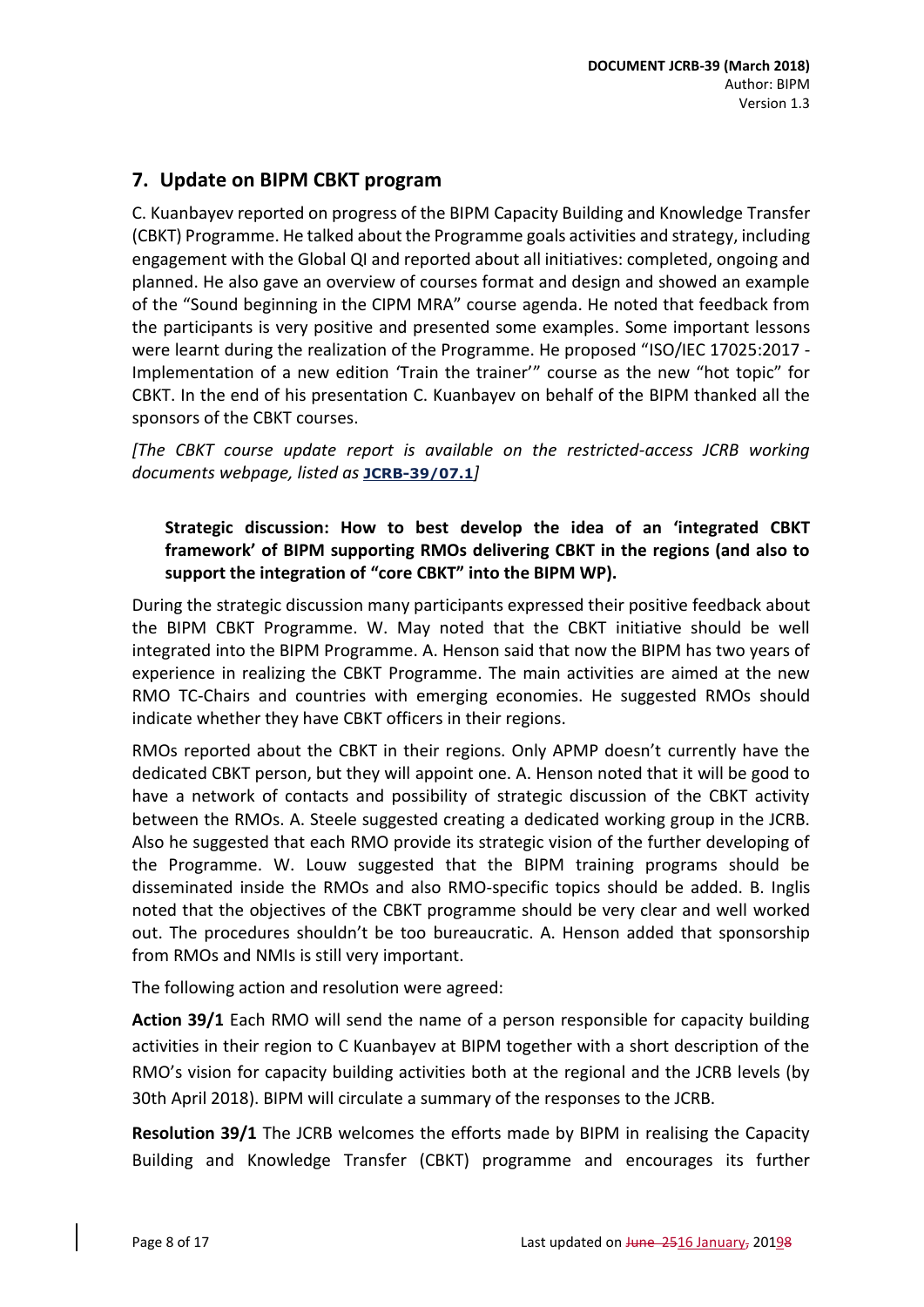## 7. Update on BIPM CBKT program

C. Kuanbayev reported on progress of the BIPM Capacity Building and Knowledge Transfer (CBKT) Programme. He talked about the Programme goals activities and strategy, including engagement with the Global QI and reported about all initiatives: completed, ongoing and planned. He also gave an overview of courses format and design and showed an example of the "Sound beginning in the CIPM MRA" course agenda. He noted that feedback from the participants is very positive and presented some examples. Some important lessons were learnt during the realization of the Programme. He proposed "ISO/IEC 17025:2017 - Implementation of a new edition 'Train the trainer'" course as the new "hot topic" for CBKT. In the end of his presentation C. Kuanbayev on behalf of the BIPM thanked all the sponsors of the CBKT courses.

*[The CBKT course update report is available on the restricted-access JCRB working documents webpage, listed as* **JCRB-39/07.1***]*

**Strategic discussion: How to best develop the idea of an 'integrated CBKT framework' of BIPM supporting RMOs delivering CBKT in the regions (and also to support the integration of "core CBKT" into the BIPM WP).**

During the strategic discussion many participants expressed their positive feedback about the BIPM CBKT Programme. W. May noted that the CBKT initiative should be well integrated into the BIPM Programme. A. Henson said that now the BIPM has two years of experience in realizing the CBKT Programme. The main activities are aimed at the new RMO TC-Chairs and countries with emerging economies. He suggested RMOs should indicate whether they have CBKT officers in their regions.

RMOs reported about the CBKT in their regions. Only APMP doesn't currently have the dedicated CBKT person, but they will appoint one. A. Henson noted that it will be good to have a network of contacts and possibility of strategic discussion of the CBKT activity between the RMOs. A. Steele suggested creating a dedicated working group in the JCRB. Also he suggested that each RMO provide its strategic vision of the further developing of the Programme. W. Louw suggested that the BIPM training programs should be disseminated inside the RMOs and also RMO-specific topics should be added. B. Inglis noted that the objectives of the CBKT programme should be very clear and well worked out. The procedures shouldn't be too bureaucratic. A. Henson added that sponsorship from RMOs and NMIs is still very important.

The following action and resolution were agreed:

**Action 39/1** Each RMO will send the name of a person responsible for capacity building activities in their region to C Kuanbayev at BIPM together with a short description of the RMO's vision for capacity building activities both at the regional and the JCRB levels (by 30th April 2018). BIPM will circulate a summary of the responses to the JCRB.

**Resolution 39/1** The JCRB welcomes the efforts made by BIPM in realising the Capacity Building and Knowledge Transfer (CBKT) programme and encourages its further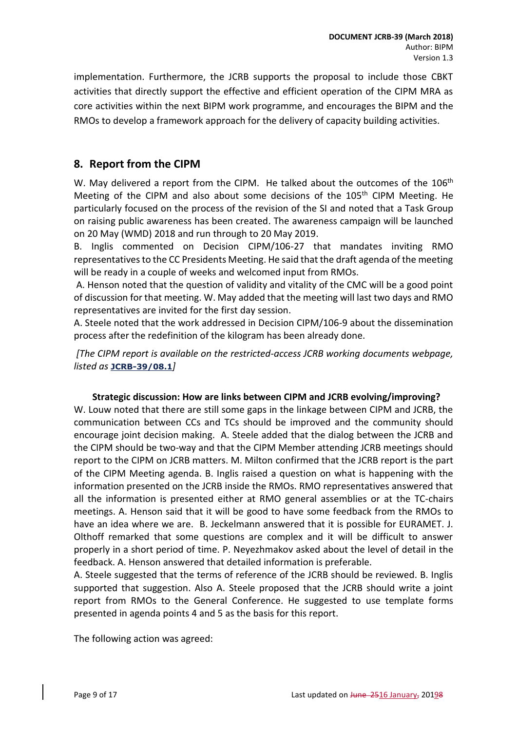implementation. Furthermore, the JCRB supports the proposal to include those CBKT activities that directly support the effective and efficient operation of the CIPM MRA as core activities within the next BIPM work programme, and encourages the BIPM and the RMOs to develop a framework approach for the delivery of capacity building activities.

## 8. Report from the CIPM

W. May delivered a report from the CIPM. He talked about the outcomes of the 106th Meeting of the CIPM and also about some decisions of the 105th CIPM Meeting. He particularly focused on the process of the revision of the SI and noted that a Task Group on raising public awareness has been created. The awareness campaign will be launched on 20 May (WMD) 2018 and run through to 20 May 2019.

B. Inglis commented on Decision CIPM/106-27 that mandates inviting RMO representatives to the CC Presidents Meeting. He said that the draft agenda of the meeting will be ready in a couple of weeks and welcomed input from RMOs.

A. Henson noted that the question of validity and vitality of the CMC will be a good point of discussion for that meeting. W. May added that the meeting will last two days and RMO representatives are invited for the first day session.

A. Steele noted that the work addressed in Decision CIPM/106-9 about the dissemination process after the redefinition of the kilogram has been already done.

*[The CIPM report is available on the restricted-access JCRB working documents webpage, listed as* **JCRB-39/08.1***]*

**Strategic discussion: How are links between CIPM and JCRB evolving/improving?**

W. Louw noted that there are still some gaps in the linkage between CIPM and JCRB, the communication between CCs and TCs should be improved and the community should encourage joint decision making. A. Steele added that the dialog between the JCRB and the CIPM should be two-way and that the CIPM Member attending JCRB meetings should report to the CIPM on JCRB matters. M. Milton confirmed that the JCRB report is the part of the CIPM Meeting agenda. B. Inglis raised a question on what is happening with the information presented on the JCRB inside the RMOs. RMO representatives answered that all the information is presented either at RMO general assemblies or at the TC-chairs meetings. A. Henson said that it will be good to have some feedback from the RMOs to have an idea where we are. B. Jeckelmann answered that it is possible for EURAMET. J. Olthoff remarked that some questions are complex and it will be difficult to answer properly in a short period of time. P. Neyezhmakov asked about the level of detail in the feedback. A. Henson answered that detailed information is preferable.

A. Steele suggested that the terms of reference of the JCRB should be reviewed. B. Inglis supported that suggestion. Also A. Steele proposed that the JCRB should write a joint report from RMOs to the General Conference. He suggested to use template forms presented in agenda points 4 and 5 as the basis for this report.

The following action was agreed: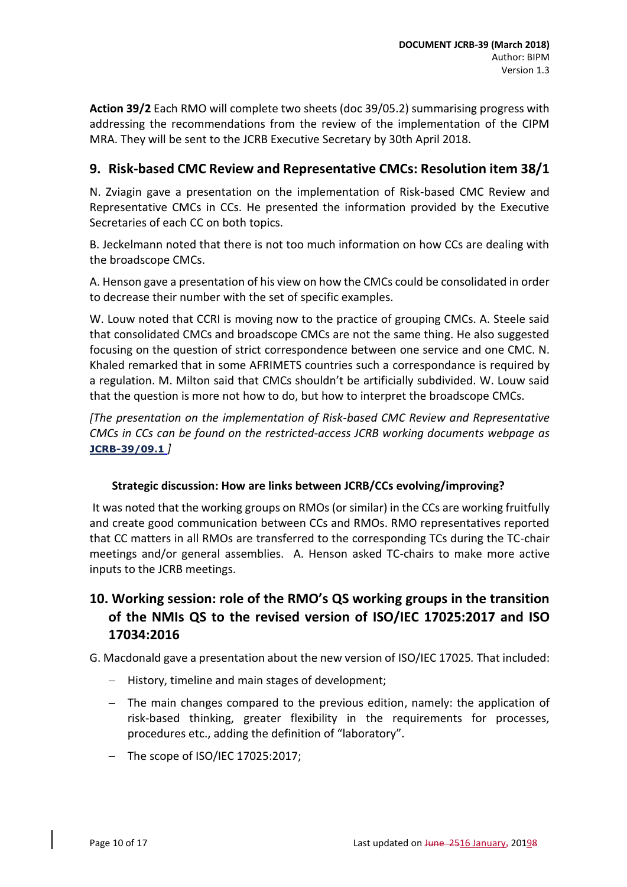**Action 39/2** Each RMO will complete two sheets (doc 39/05.2) summarising progress with addressing the recommendations from the review of the implementation of the CIPM MRA. They will be sent to the JCRB Executive Secretary by 30th April 2018.

## 9. Risk-based CMC Review and Representative CMCs: Resolution item 38/1

N. Zviagin gave a presentation on the implementation of Risk-based CMC Review and Representative CMCs in CCs. He presented the information provided by the Executive Secretaries of each CC on both topics.

B. Jeckelmann noted that there is not too much information on how CCs are dealing with the broadscope CMCs.

A. Henson gave a presentation of his view on how the CMCs could be consolidated in order to decrease their number with the set of specific examples.

W. Louw noted that CCRI is moving now to the practice of grouping CMCs. A. Steele said that consolidated CMCs and broadscope CMCs are not the same thing. He also suggested focusing on the question of strict correspondence between one service and one CMC. N. Khaled remarked that in some AFRIMETS countries such a correspondance is required by a regulation. M. Milton said that CMCs shouldn't be artificially subdivided. W. Louw said that the question is more not how to do, but how to interpret the broadscope CMCs.

*[The presentation on the implementation of Risk-based CMC Review and Representative CMCs in CCs can be found on the restricted-access JCRB working documents webpage as* **JCRB-39/09.1** *]*

### Strategic discussion: How are links between JCRB/CCs evolving/improving?

It was noted that the working groups on RMOs (or similar) in the CCs are working fruitfully and create good communication between CCs and RMOs. RMO representatives reported that CC matters in all RMOs are transferred to the corresponding TCs during the TC-chair meetings and/or general assemblies. A. Henson asked TC-chairs to make more active inputs to the JCRB meetings.

## 10. Working session: role of the RMO's QS working groups in the transition of the NMIs QS to the revised version of ISO/IEC 17025:2017 and ISO 17034:2016

G. Macdonald gave a presentation about the new version of ISO/IEC 17025. That included:

- History, timeline and main stages of development;
- The main changes compared to the previous edition, namely: the application of risk-based thinking, greater flexibility in the requirements for processes, procedures etc., adding the definition of "laboratory".
- The scope of ISO/IEC 17025:2017;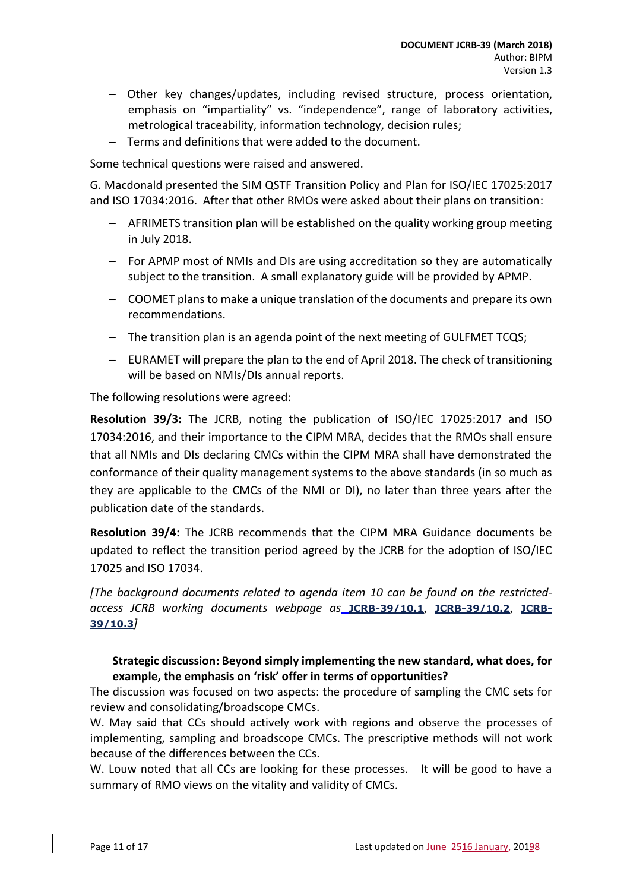- Other key changes/updates, including revised structure, process orientation, emphasis on "impartiality" vs. "independence", range of laboratory activities, metrological traceability, information technology, decision rules;
- Terms and definitions that were added to the document.

Some technical questions were raised and answered.

G. Macdonald presented the SIM QSTF Transition Policy and Plan for ISO/IEC 17025:2017 and ISO 17034:2016. After that other RMOs were asked about their plans on transition:

- AFRIMETS transition plan will be established on the quality working group meeting in July 2018.
- For APMP most of NMIs and DIs are using accreditation so they are automatically subject to the transition. A small explanatory guide will be provided by APMP.
- COOMET plans to make a unique translation of the documents and prepare its own recommendations.
- The transition plan is an agenda point of the next meeting of GULFMET TCQS;
- EURAMET will prepare the plan to the end of April 2018. The check of transitioning will be based on NMIs/DIs annual reports.

The following resolutions were agreed:

**Resolution 39/3:** The JCRB, noting the publication of ISO/IEC 17025:2017 and ISO 17034:2016, and their importance to the CIPM MRA, decides that the RMOs shall ensure that all NMIs and DIs declaring CMCs within the CIPM MRA shall have demonstrated the conformance of their quality management systems to the above standards (in so much as they are applicable to the CMCs of the NMI or DI), no later than three years after the publication date of the standards.

**Resolution 39/4:** The JCRB recommends that the CIPM MRA Guidance documents be updated to reflect the transition period agreed by the JCRB for the adoption of ISO/IEC 17025 and ISO 17034.

*[The background documents related to agenda item 10 can be found on the restricted-access JCRB working documents webpage as* **JCRB-39/10.1**, **JCRB-39/10.2**, **JCRB-39/10.3***]*

**Strategic discussion: Beyond simply implementing the new standard, what does, for example, the emphasis on 'risk' offer in terms of opportunities?**

The discussion was focused on two aspects: the procedure of sampling the CMC sets for review and consolidating/broadscope CMCs.

W. May said that CCs should actively work with regions and observe the processes of implementing, sampling and broadscope CMCs. The prescriptive methods will not work because of the differences between the CCs.

W. Louw noted that all CCs are looking for these processes. It will be good to have a summary of RMO views on the vitality and validity of CMCs.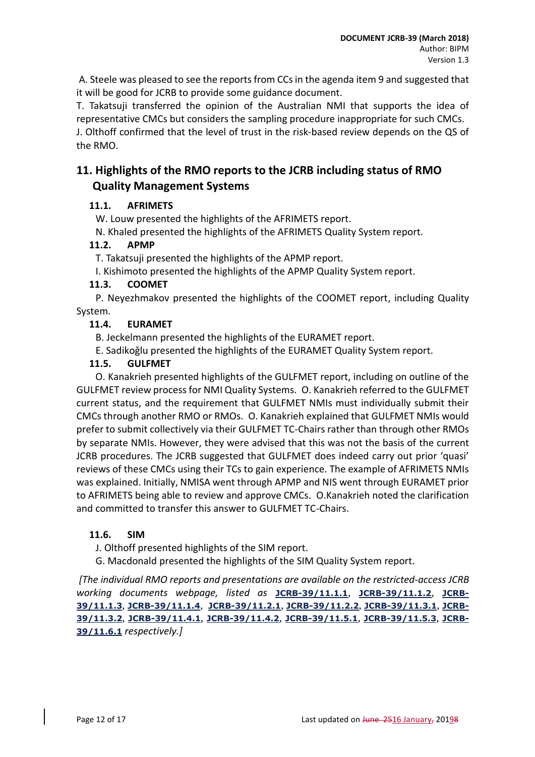A. Steele was pleased to see the reports from CCs in the agenda item 9 and suggested that it will be good for JCRB to provide some guidance document.

T. Takatsuji transferred the opinion of the Australian NMI that supports the idea of representative CMCs but considers the sampling procedure inappropriate for such CMCs.

J. Olthoff confirmed that the level of trust in the risk-based review depends on the QS of the RMO.

## 11. Highlights of the RMO reports to the JCRB including status of RMO Quality Management Systems

### 11.1. AFRIMETS

W. Louw presented the highlights of the AFRIMETS report.

N. Khaled presented the highlights of the AFRIMETS Quality System report.

### 11.2. APMP

T. Takatsuji presented the highlights of the APMP report.

I. Kishimoto presented the highlights of the APMP Quality System report.

### 11.3. COOMET

P. Neyezhmakov presented the highlights of the COOMET report, including Quality System.

### 11.4. EURAMET

B. Jeckelmann presented the highlights of the EURAMET report.

E. Sadikoğlu presented the highlights of the EURAMET Quality System report.

### 11.5. GULFMET

O. Kanakrieh presented highlights of the GULFMET report, including on outline of the GULFMET review process for NMI Quality Systems. O. Kanakrieh referred to the GULFMET current status, and the requirement that GULFMET NMIs must individually submit their CMCs through another RMO or RMOs. O. Kanakrieh explained that GULFMET NMIs would prefer to submit collectively via their GULFMET TC-Chairs rather than through other RMOs by separate NMIs. However, they were advised that this was not the basis of the current JCRB procedures. The JCRB suggested that GULFMET does indeed carry out prior 'quasi' reviews of these CMCs using their TCs to gain experience. The example of AFRIMETS NMIs was explained. Initially, NMISA went through APMP and NIS went through EURAMET prior to AFRIMETS being able to review and approve CMCs. O.Kanakrieh noted the clarification and committed to transfer this answer to GULFMET TC-Chairs.

### 11.6. SIM

J. Olthoff presented highlights of the SIM report.

G. Macdonald presented the highlights of the SIM Quality System report.

*[The individual RMO reports and presentations are available on the restricted-access JCRB working documents webpage, listed as* **JCRB-39/11.1.1**, **JCRB-39/11.1.2**, **JCRB-39/11.1.3**, **JCRB-39/11.1.4**, **JCRB-39/11.2.1**, **JCRB-39/11.2.2**, **JCRB-39/11.3.1**, **JCRB-39/11.3.2**, **JCRB-39/11.4.1**, **JCRB-39/11.4.2**, **JCRB-39/11.5.1**, **JCRB-39/11.5.3**, **JCRB-39/11.6.1** *respectively.]*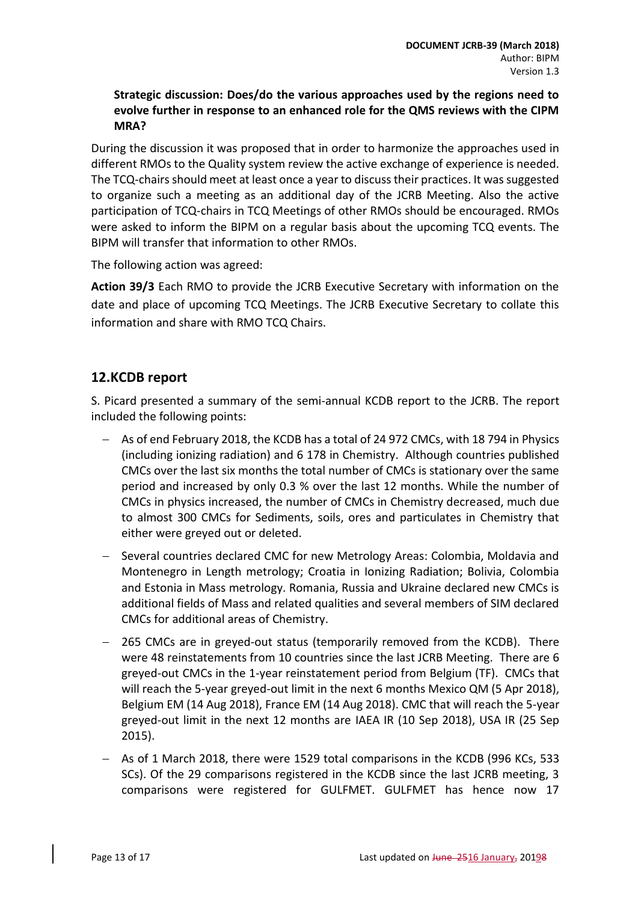**Strategic discussion: Does/do the various approaches used by the regions need to evolve further in response to an enhanced role for the QMS reviews with the CIPM MRA?**

During the discussion it was proposed that in order to harmonize the approaches used in different RMOs to the Quality system review the active exchange of experience is needed. The TCQ-chairs should meet at least once a year to discuss their practices. It was suggested to organize such a meeting as an additional day of the JCRB Meeting. Also the active participation of TCQ-chairs in TCQ Meetings of other RMOs should be encouraged. RMOs were asked to inform the BIPM on a regular basis about the upcoming TCQ events. The BIPM will transfer that information to other RMOs.

The following action was agreed:

**Action 39/3** Each RMO to provide the JCRB Executive Secretary with information on the date and place of upcoming TCQ Meetings. The JCRB Executive Secretary to collate this information and share with RMO TCQ Chairs.

## 12. KCDB report

S. Picard presented a summary of the semi-annual KCDB report to the JCRB. The report included the following points:

- As of end February 2018, the KCDB has a total of 24 972 CMCs, with 18 794 in Physics (including ionizing radiation) and 6 178 in Chemistry. Although countries published CMCs over the last six months the total number of CMCs is stationary over the same period and increased by only 0.3 % over the last 12 months. While the number of CMCs in physics increased, the number of CMCs in Chemistry decreased, much due to almost 300 CMCs for Sediments, soils, ores and particulates in Chemistry that either were greyed out or deleted.
- Several countries declared CMC for new Metrology Areas: Colombia, Moldavia and Montenegro in Length metrology; Croatia in Ionizing Radiation; Bolivia, Colombia and Estonia in Mass metrology. Romania, Russia and Ukraine declared new CMCs is additional fields of Mass and related qualities and several members of SIM declared CMCs for additional areas of Chemistry.
- 265 CMCs are in greyed-out status (temporarily removed from the KCDB). There were 48 reinstatements from 10 countries since the last JCRB Meeting. There are 6 greyed-out CMCs in the 1-year reinstatement period from Belgium (TF). CMCs that will reach the 5-year greyed-out limit in the next 6 months Mexico QM (5 Apr 2018), Belgium EM (14 Aug 2018), France EM (14 Aug 2018). CMC that will reach the 5-year greyed-out limit in the next 12 months are IAEA IR (10 Sep 2018), USA IR (25 Sep 2015).
- As of 1 March 2018, there were 1529 total comparisons in the KCDB (996 KCs, 533 SCs). Of the 29 comparisons registered in the KCDB since the last JCRB meeting, 3 comparisons were registered for GULFMET. GULFMET has hence now 17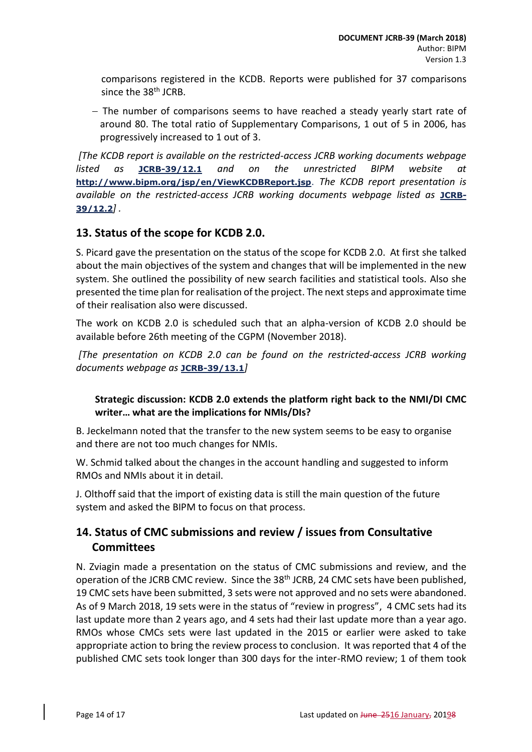comparisons registered in the KCDB. Reports were published for 37 comparisons since the 38th JCRB.

- The number of comparisons seems to have reached a steady yearly start rate of around 80. The total ratio of Supplementary Comparisons, 1 out of 5 in 2006, has progressively increased to 1 out of 3.

*[The KCDB report is available on the restricted-access JCRB working documents webpage listed as* **JCRB-39/12.1** *and on the unrestricted BIPM website at* **http://www.bipm.org/jsp/en/ViewKCDBReport.jsp***. The KCDB report presentation is available on the restricted-access JCRB working documents webpage listed as* **JCRB-39/12.2***] .*

## 13. Status of the scope for KCDB 2.0.

S. Picard gave the presentation on the status of the scope for KCDB 2.0. At first she talked about the main objectives of the system and changes that will be implemented in the new system. She outlined the possibility of new search facilities and statistical tools. Also she presented the time plan for realisation of the project. The next steps and approximate time of their realisation also were discussed.

The work on KCDB 2.0 is scheduled such that an alpha-version of KCDB 2.0 should be available before 26th meeting of the CGPM (November 2018).

*[The presentation on KCDB 2.0 can be found on the restricted-access JCRB working documents webpage as* **JCRB-39/13.1***]*

**Strategic discussion: KCDB 2.0 extends the platform right back to the NMI/DI CMC writer… what are the implications for NMIs/DIs?**

B. Jeckelmann noted that the transfer to the new system seems to be easy to organise and there are not too much changes for NMIs.

W. Schmid talked about the changes in the account handling and suggested to inform RMOs and NMIs about it in detail.

J. Olthoff said that the import of existing data is still the main question of the future system and asked the BIPM to focus on that process.

## 14. Status of CMC submissions and review / issues from Consultative Committees

N. Zviagin made a presentation on the status of CMC submissions and review, and the operation of the JCRB CMC review. Since the 38th JCRB, 24 CMC sets have been published, 19 CMC sets have been submitted, 3 sets were not approved and no sets were abandoned. As of 9 March 2018, 19 sets were in the status of "review in progress", 4 CMC sets had its last update more than 2 years ago, and 4 sets had their last update more than a year ago. RMOs whose CMCs sets were last updated in the 2015 or earlier were asked to take appropriate action to bring the review process to conclusion. It was reported that 4 of the published CMC sets took longer than 300 days for the inter-RMO review; 1 of them took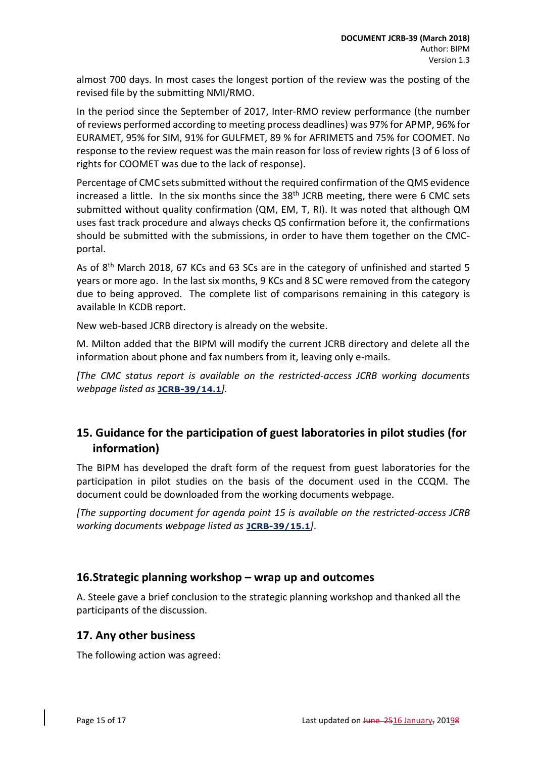almost 700 days. In most cases the longest portion of the review was the posting of the revised file by the submitting NMI/RMO.

In the period since the September of 2017, Inter-RMO review performance (the number of reviews performed according to meeting process deadlines) was 97% for APMP, 96% for EURAMET, 95% for SIM, 91% for GULFMET, 89 % for AFRIMETS and 75% for COOMET. No response to the review request was the main reason for loss of review rights (3 of 6 loss of rights for COOMET was due to the lack of response).

Percentage of CMC sets submitted without the required confirmation of the QMS evidence increased a little. In the six months since the 38th JCRB meeting, there were 6 CMC sets submitted without quality confirmation (QM, EM, T, RI). It was noted that although QM uses fast track procedure and always checks QS confirmation before it, the confirmations should be submitted with the submissions, in order to have them together on the CMC-portal.

As of 8th March 2018, 67 KCs and 63 SCs are in the category of unfinished and started 5 years or more ago. In the last six months, 9 KCs and 8 SC were removed from the category due to being approved. The complete list of comparisons remaining in this category is available In KCDB report.

New web-based JCRB directory is already on the website.

M. Milton added that the BIPM will modify the current JCRB directory and delete all the information about phone and fax numbers from it, leaving only e-mails.

*[The CMC status report is available on the restricted-access JCRB working documents webpage listed as* **JCRB-39/14.1***].*

## 15. Guidance for the participation of guest laboratories in pilot studies (for information)

The BIPM has developed the draft form of the request from guest laboratories for the participation in pilot studies on the basis of the document used in the CCQM. The document could be downloaded from the working documents webpage.

*[The supporting document for agenda point 15 is available on the restricted-access JCRB working documents webpage listed as* **JCRB-39/15.1***]*.

## 16. Strategic planning workshop – wrap up and outcomes

A. Steele gave a brief conclusion to the strategic planning workshop and thanked all the participants of the discussion.

## 17. Any other business

The following action was agreed: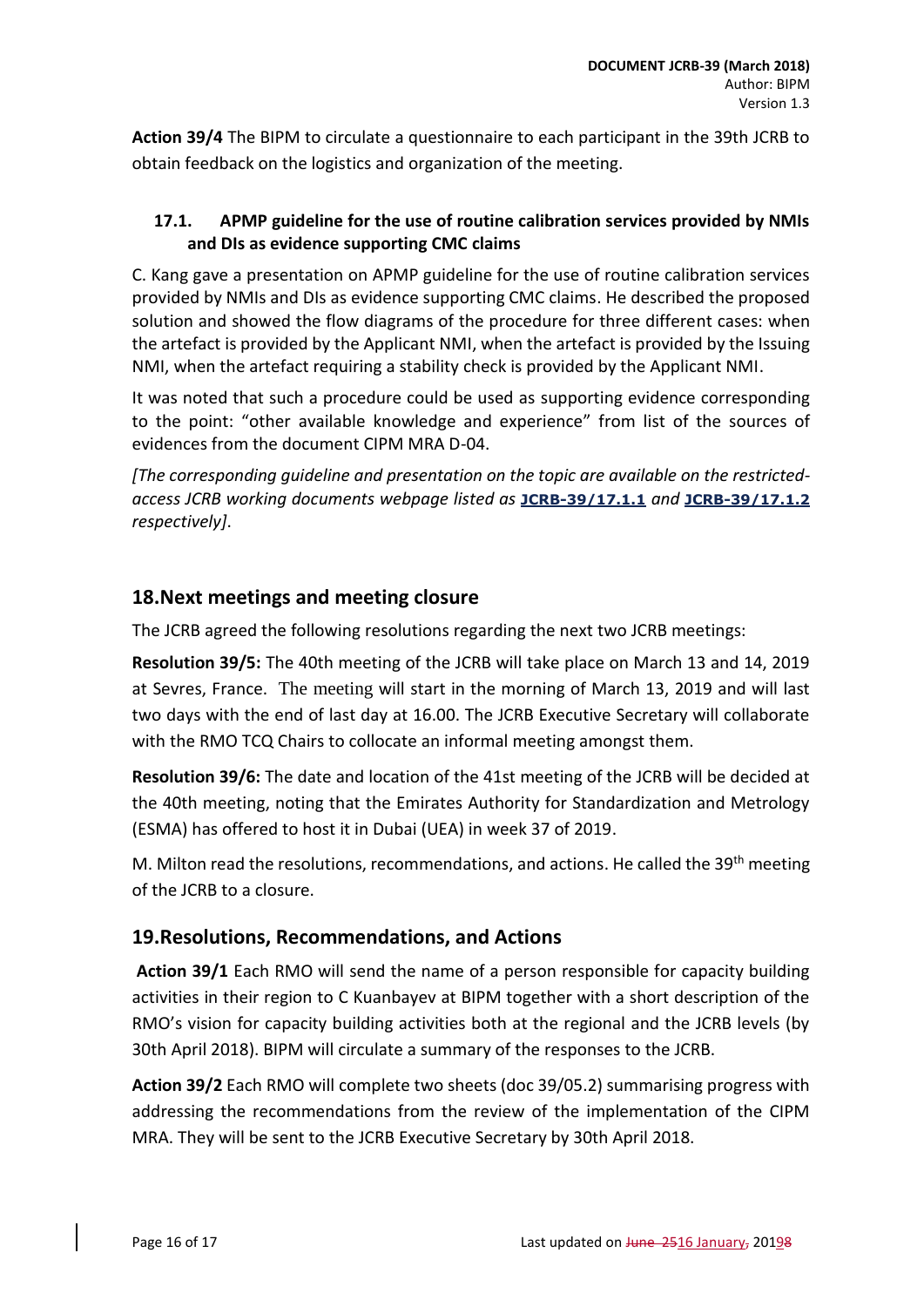**Action 39/4** The BIPM to circulate a questionnaire to each participant in the 39th JCRB to obtain feedback on the logistics and organization of the meeting.

### 17.1. APMP guideline for the use of routine calibration services provided by NMIs and DIs as evidence supporting CMC claims

C. Kang gave a presentation on APMP guideline for the use of routine calibration services provided by NMIs and DIs as evidence supporting CMC claims. He described the proposed solution and showed the flow diagrams of the procedure for three different cases: when the artefact is provided by the Applicant NMI, when the artefact is provided by the Issuing NMI, when the artefact requiring a stability check is provided by the Applicant NMI.

It was noted that such a procedure could be used as supporting evidence corresponding to the point: "other available knowledge and experience" from list of the sources of evidences from the document CIPM MRA D-04.

*[The corresponding guideline and presentation on the topic are available on the restricted-access JCRB working documents webpage listed as* **JCRB-39/17.1.1** *and* **JCRB-39/17.1.2** *respectively]*.

## 18. Next meetings and meeting closure

The JCRB agreed the following resolutions regarding the next two JCRB meetings:

**Resolution 39/5:** The 40th meeting of the JCRB will take place on March 13 and 14, 2019 at Sevres, France. The meeting will start in the morning of March 13, 2019 and will last two days with the end of last day at 16.00. The JCRB Executive Secretary will collaborate with the RMO TCQ Chairs to collocate an informal meeting amongst them.

**Resolution 39/6:** The date and location of the 41st meeting of the JCRB will be decided at the 40th meeting, noting that the Emirates Authority for Standardization and Metrology (ESMA) has offered to host it in Dubai (UEA) in week 37 of 2019.

M. Milton read the resolutions, recommendations, and actions. He called the 39th meeting of the JCRB to a closure.

## 19. Resolutions, Recommendations, and Actions

**Action 39/1** Each RMO will send the name of a person responsible for capacity building activities in their region to C Kuanbayev at BIPM together with a short description of the RMO's vision for capacity building activities both at the regional and the JCRB levels (by 30th April 2018). BIPM will circulate a summary of the responses to the JCRB.

**Action 39/2** Each RMO will complete two sheets (doc 39/05.2) summarising progress with addressing the recommendations from the review of the implementation of the CIPM MRA. They will be sent to the JCRB Executive Secretary by 30th April 2018.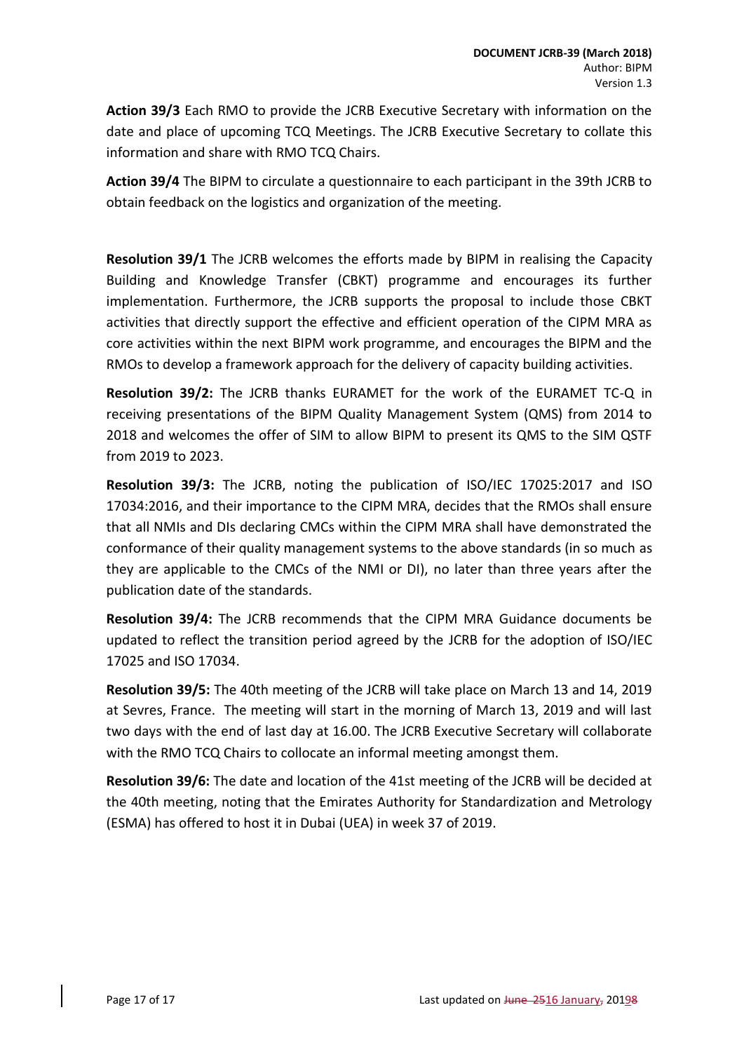**Action 39/3** Each RMO to provide the JCRB Executive Secretary with information on the date and place of upcoming TCQ Meetings. The JCRB Executive Secretary to collate this information and share with RMO TCQ Chairs.

**Action 39/4** The BIPM to circulate a questionnaire to each participant in the 39th JCRB to obtain feedback on the logistics and organization of the meeting.

**Resolution 39/1** The JCRB welcomes the efforts made by BIPM in realising the Capacity Building and Knowledge Transfer (CBKT) programme and encourages its further implementation. Furthermore, the JCRB supports the proposal to include those CBKT activities that directly support the effective and efficient operation of the CIPM MRA as core activities within the next BIPM work programme, and encourages the BIPM and the RMOs to develop a framework approach for the delivery of capacity building activities.

**Resolution 39/2:** The JCRB thanks EURAMET for the work of the EURAMET TC-Q in receiving presentations of the BIPM Quality Management System (QMS) from 2014 to 2018 and welcomes the offer of SIM to allow BIPM to present its QMS to the SIM QSTF from 2019 to 2023.

**Resolution 39/3:** The JCRB, noting the publication of ISO/IEC 17025:2017 and ISO 17034:2016, and their importance to the CIPM MRA, decides that the RMOs shall ensure that all NMIs and DIs declaring CMCs within the CIPM MRA shall have demonstrated the conformance of their quality management systems to the above standards (in so much as they are applicable to the CMCs of the NMI or DI), no later than three years after the publication date of the standards.

**Resolution 39/4:** The JCRB recommends that the CIPM MRA Guidance documents be updated to reflect the transition period agreed by the JCRB for the adoption of ISO/IEC 17025 and ISO 17034.

**Resolution 39/5:** The 40th meeting of the JCRB will take place on March 13 and 14, 2019 at Sevres, France. The meeting will start in the morning of March 13, 2019 and will last two days with the end of last day at 16.00. The JCRB Executive Secretary will collaborate with the RMO TCQ Chairs to collocate an informal meeting amongst them.

**Resolution 39/6:** The date and location of the 41st meeting of the JCRB will be decided at the 40th meeting, noting that the Emirates Authority for Standardization and Metrology (ESMA) has offered to host it in Dubai (UEA) in week 37 of 2019.